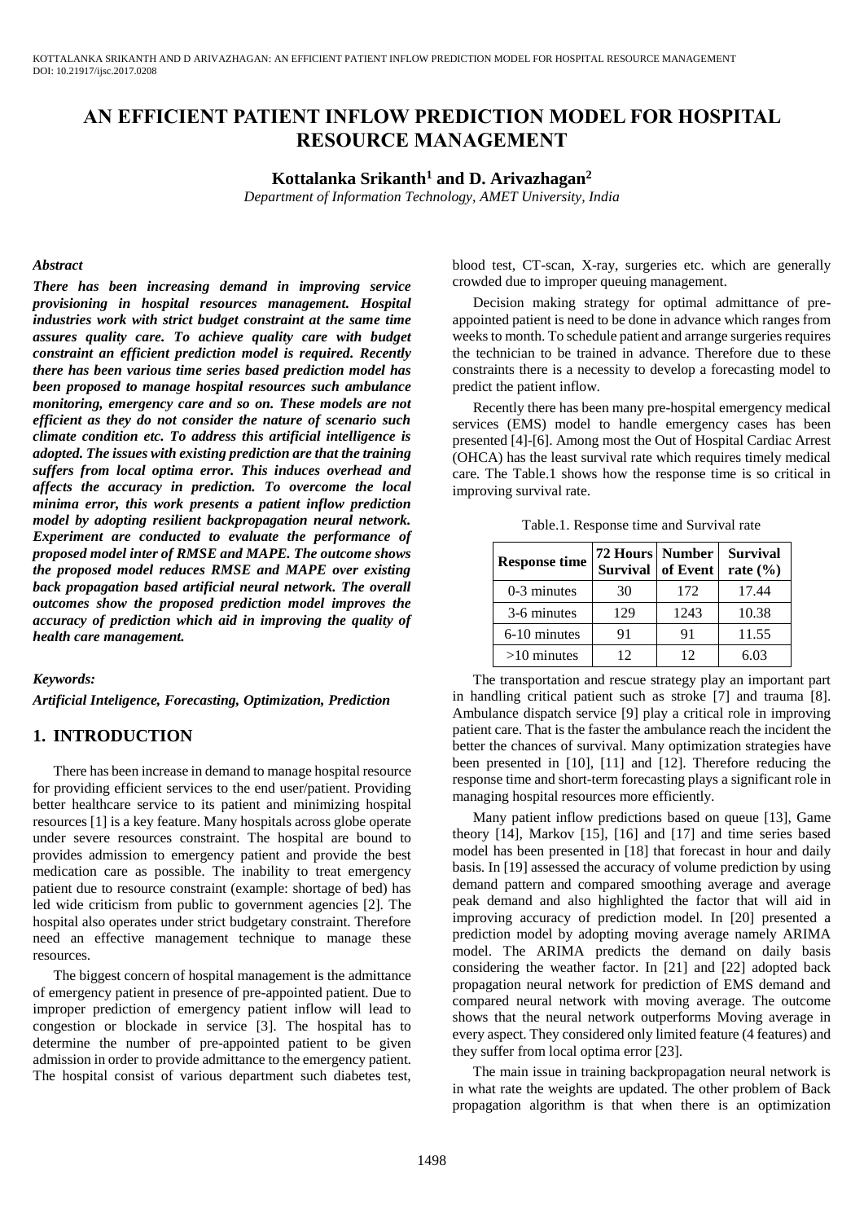# AN EFFICIENT PATIENT INFLOW PREDICTION MODEL FOR HOSPITAL RESOURCE MANAGEMENT

**Kottalanka Srikanth[1] and D. Arivazhagan[2]**

*Department of Information Technology, AMET University, India*

### *Abstract*

***There has been increasing demand in improving service provisioning in hospital resources management. Hospital industries work with strict budget constraint at the same time assures quality care. To achieve quality care with budget constraint an efficient prediction model is required. Recently there has been various time series based prediction model has been proposed to manage hospital resources such ambulance monitoring, emergency care and so on. These models are not efficient as they do not consider the nature of scenario such climate condition etc. To address this artificial intelligence is adopted. The issues with existing prediction are that the training suffers from local optima error. This induces overhead and affects the accuracy in prediction. To overcome the local minima error, this work presents a patient inflow prediction model by adopting resilient backpropagation neural network. Experiment are conducted to evaluate the performance of proposed model inter of RMSE and MAPE. The outcome shows the proposed model reduces RMSE and MAPE over existing back propagation based artificial neural network. The overall outcomes show the proposed prediction model improves the accuracy of prediction which aid in improving the quality of health care management.***

### *Keywords:*

***Artificial Inteligence, Forecasting, Optimization, Prediction***

## 1. INTRODUCTION

There has been increase in demand to manage hospital resource for providing efficient services to the end user/patient. Providing better healthcare service to its patient and minimizing hospital resources [1] is a key feature. Many hospitals across globe operate under severe resources constraint. The hospital are bound to provides admission to emergency patient and provide the best medication care as possible. The inability to treat emergency patient due to resource constraint (example: shortage of bed) has led wide criticism from public to government agencies [2]. The hospital also operates under strict budgetary constraint. Therefore need an effective management technique to manage these resources.

The biggest concern of hospital management is the admittance of emergency patient in presence of pre-appointed patient. Due to improper prediction of emergency patient inflow will lead to congestion or blockade in service [3]. The hospital has to determine the number of pre-appointed patient to be given admission in order to provide admittance to the emergency patient. The hospital consist of various department such diabetes test, blood test, CT-scan, X-ray, surgeries etc. which are generally crowded due to improper queuing management.

Decision making strategy for optimal admittance of pre-appointed patient is need to be done in advance which ranges from weeks to month. To schedule patient and arrange surgeries requires the technician to be trained in advance. Therefore due to these constraints there is a necessity to develop a forecasting model to predict the patient inflow.

Recently there has been many pre-hospital emergency medical services (EMS) model to handle emergency cases has been presented [4]-[6]. Among most the Out of Hospital Cardiac Arrest (OHCA) has the least survival rate which requires timely medical care. The Table.1 shows how the response time is so critical in improving survival rate.

Table.1. Response time and Survival rate

| Response time | 72 Hours Survival | Number of Event | Survival rate (%) |
|---|---|---|---|
| 0-3 minutes | 30 | 172 | 17.44 |
| 3-6 minutes | 129 | 1243 | 10.38 |
| 6-10 minutes | 91 | 91 | 11.55 |
| >10 minutes | 12 | 12 | 6.03 |

The transportation and rescue strategy play an important part in handling critical patient such as stroke [7] and trauma [8]. Ambulance dispatch service [9] play a critical role in improving patient care. That is the faster the ambulance reach the incident the better the chances of survival. Many optimization strategies have been presented in [10], [11] and [12]. Therefore reducing the response time and short-term forecasting plays a significant role in managing hospital resources more efficiently.

Many patient inflow predictions based on queue [13], Game theory [14], Markov [15], [16] and [17] and time series based model has been presented in [18] that forecast in hour and daily basis. In [19] assessed the accuracy of volume prediction by using demand pattern and compared smoothing average and average peak demand and also highlighted the factor that will aid in improving accuracy of prediction model. In [20] presented a prediction model by adopting moving average namely ARIMA model. The ARIMA predicts the demand on daily basis considering the weather factor. In [21] and [22] adopted back propagation neural network for prediction of EMS demand and compared neural network with moving average. The outcome shows that the neural network outperforms Moving average in every aspect. They considered only limited feature (4 features) and they suffer from local optima error [23].

The main issue in training backpropagation neural network is in what rate the weights are updated. The other problem of Back propagation algorithm is that when there is an optimization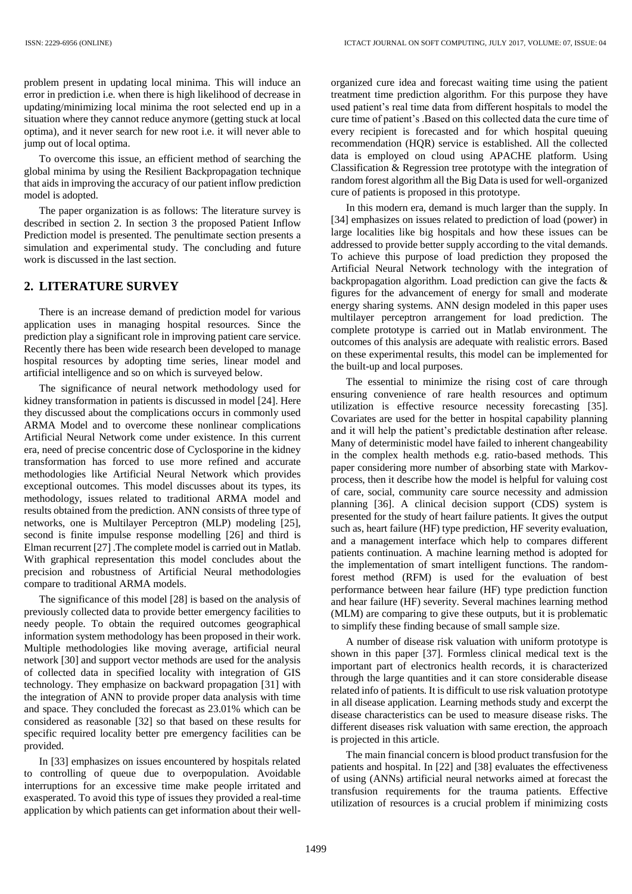problem present in updating local minima. This will induce an error in prediction i.e. when there is high likelihood of decrease in updating/minimizing local minima the root selected end up in a situation where they cannot reduce anymore (getting stuck at local optima), and it never search for new root i.e. it will never able to jump out of local optima.

To overcome this issue, an efficient method of searching the global minima by using the Resilient Backpropagation technique that aids in improving the accuracy of our patient inflow prediction model is adopted.

The paper organization is as follows: The literature survey is described in section 2. In section 3 the proposed Patient Inflow Prediction model is presented. The penultimate section presents a simulation and experimental study. The concluding and future work is discussed in the last section.

## 2. LITERATURE SURVEY

There is an increase demand of prediction model for various application uses in managing hospital resources. Since the prediction play a significant role in improving patient care service. Recently there has been wide research been developed to manage hospital resources by adopting time series, linear model and artificial intelligence and so on which is surveyed below.

The significance of neural network methodology used for kidney transformation in patients is discussed in model [24]. Here they discussed about the complications occurs in commonly used ARMA Model and to overcome these nonlinear complications Artificial Neural Network come under existence. In this current era, need of precise concentric dose of Cyclosporine in the kidney transformation has forced to use more refined and accurate methodologies like Artificial Neural Network which provides exceptional outcomes. This model discusses about its types, its methodology, issues related to traditional ARMA model and results obtained from the prediction. ANN consists of three type of networks, one is Multilayer Perceptron (MLP) modeling [25], second is finite impulse response modelling [26] and third is Elman recurrent [27] .The complete model is carried out in Matlab. With graphical representation this model concludes about the precision and robustness of Artificial Neural methodologies compare to traditional ARMA models.

The significance of this model [28] is based on the analysis of previously collected data to provide better emergency facilities to needy people. To obtain the required outcomes geographical information system methodology has been proposed in their work. Multiple methodologies like moving average, artificial neural network [30] and support vector methods are used for the analysis of collected data in specified locality with integration of GIS technology. They emphasize on backward propagation [31] with the integration of ANN to provide proper data analysis with time and space. They concluded the forecast as 23.01% which can be considered as reasonable [32] so that based on these results for specific required locality better pre emergency facilities can be provided.

In [33] emphasizes on issues encountered by hospitals related to controlling of queue due to overpopulation. Avoidable interruptions for an excessive time make people irritated and exasperated. To avoid this type of issues they provided a real-time application by which patients can get information about their well-organized cure idea and forecast waiting time using the patient treatment time prediction algorithm. For this purpose they have used patient's real time data from different hospitals to model the cure time of patient's .Based on this collected data the cure time of every recipient is forecasted and for which hospital queuing recommendation (HQR) service is established. All the collected data is employed on cloud using APACHE platform. Using Classification & Regression tree prototype with the integration of random forest algorithm all the Big Data is used for well-organized cure of patients is proposed in this prototype.

In this modern era, demand is much larger than the supply. In [34] emphasizes on issues related to prediction of load (power) in large localities like big hospitals and how these issues can be addressed to provide better supply according to the vital demands. To achieve this purpose of load prediction they proposed the Artificial Neural Network technology with the integration of backpropagation algorithm. Load prediction can give the facts & figures for the advancement of energy for small and moderate energy sharing systems. ANN design modeled in this paper uses multilayer perceptron arrangement for load prediction. The complete prototype is carried out in Matlab environment. The outcomes of this analysis are adequate with realistic errors. Based on these experimental results, this model can be implemented for the built-up and local purposes.

The essential to minimize the rising cost of care through ensuring convenience of rare health resources and optimum utilization is effective resource necessity forecasting [35]. Covariates are used for the better in hospital capability planning and it will help the patient's predictable destination after release. Many of deterministic model have failed to inherent changeability in the complex health methods e.g. ratio-based methods. This paper considering more number of absorbing state with Markov-process, then it describe how the model is helpful for valuing cost of care, social, community care source necessity and admission planning [36]. A clinical decision support (CDS) system is presented for the study of heart failure patients. It gives the output such as, heart failure (HF) type prediction, HF severity evaluation, and a management interface which help to compares different patients continuation. A machine learning method is adopted for the implementation of smart intelligent functions. The random-forest method (RFM) is used for the evaluation of best performance between hear failure (HF) type prediction function and hear failure (HF) severity. Several machines learning method (MLM) are comparing to give these outputs, but it is problematic to simplify these finding because of small sample size.

A number of disease risk valuation with uniform prototype is shown in this paper [37]. Formless clinical medical text is the important part of electronics health records, it is characterized through the large quantities and it can store considerable disease related info of patients. It is difficult to use risk valuation prototype in all disease application. Learning methods study and excerpt the disease characteristics can be used to measure disease risks. The different diseases risk valuation with same erection, the approach is projected in this article.

The main financial concern is blood product transfusion for the patients and hospital. In [22] and [38] evaluates the effectiveness of using (ANNs) artificial neural networks aimed at forecast the transfusion requirements for the trauma patients. Effective utilization of resources is a crucial problem if minimizing costs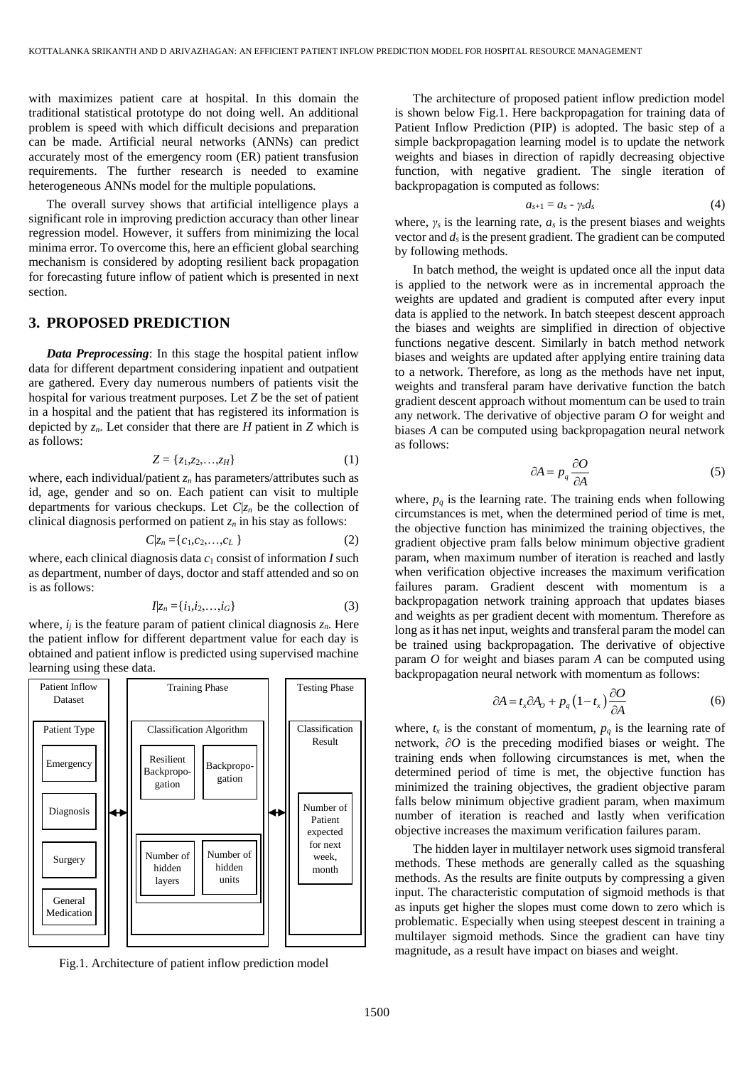with maximizes patient care at hospital. In this domain the traditional statistical prototype do not doing well. An additional problem is speed with which difficult decisions and preparation can be made. Artificial neural networks (ANNs) can predict accurately most of the emergency room (ER) patient transfusion requirements. The further research is needed to examine heterogeneous ANNs model for the multiple populations.

The overall survey shows that artificial intelligence plays a significant role in improving prediction accuracy than other linear regression model. However, it suffers from minimizing the local minima error. To overcome this, here an efficient global searching mechanism is considered by adopting resilient back propagation for forecasting future inflow of patient which is presented in next section.

## 3. PROPOSED PREDICTION

***Data Preprocessing***: In this stage the hospital patient inflow data for different department considering inpatient and outpatient are gathered. Every day numerous numbers of patients visit the hospital for various treatment purposes. Let $Z$ be the set of patient in a hospital and the patient that has registered its information is depicted by $z_n$. Let consider that there are $H$ patient in $Z$ which is as follows:

$$Z = \{z_1, z_2, \ldots, z_H\} \tag{1}$$

where, each individual/patient $z_n$ has parameters/attributes such as id, age, gender and so on. Each patient can visit to multiple departments for various checkups. Let $C|z_n$ be the collection of clinical diagnosis performed on patient $z_n$ in his stay as follows:

$$C|z_n = \{c_1, c_2, \ldots, c_L\} \tag{2}$$

where, each clinical diagnosis data $c_1$ consist of information $I$ such as department, number of days, doctor and staff attended and so on is as follows:

$$I|z_n = \{i_1, i_2, \ldots, i_G\} \tag{3}$$

where, $i_j$ is the feature param of patient clinical diagnosis $z_n$. Here the patient inflow for different department value for each day is obtained and patient inflow is predicted using supervised machine learning using these data.

Fig.1. Architecture of patient inflow prediction model

The architecture of proposed patient inflow prediction model is shown below Fig.1. Here backpropagation for training data of Patient Inflow Prediction (PIP) is adopted. The basic step of a simple backpropagation learning model is to update the network weights and biases in direction of rapidly decreasing objective function, with negative gradient. The single iteration of backpropagation is computed as follows:

$$a_{s+1} = a_s - \gamma_s d_s \tag{4}$$

where, $\gamma_s$ is the learning rate, $a_s$ is the present biases and weights vector and $d_s$ is the present gradient. The gradient can be computed by following methods.

In batch method, the weight is updated once all the input data is applied to the network were as in incremental approach the weights are updated and gradient is computed after every input data is applied to the network. In batch steepest descent approach the biases and weights are simplified in direction of objective functions negative descent. Similarly in batch method network biases and weights are updated after applying entire training data to a network. Therefore, as long as the methods have net input, weights and transferal param have derivative function the batch gradient descent approach without momentum can be used to train any network. The derivative of objective param $O$ for weight and biases $A$ can be computed using backpropagation neural network as follows:

$$\partial A = p_q \frac{\partial O}{\partial A} \tag{5}$$

where, $p_q$ is the learning rate. The training ends when following circumstances is met, when the determined period of time is met, the objective function has minimized the training objectives, the gradient objective pram falls below minimum objective gradient param, when maximum number of iteration is reached and lastly when verification objective increases the maximum verification failures param. Gradient descent with momentum is a backpropagation network training approach that updates biases and weights as per gradient decent with momentum. Therefore as long as it has net input, weights and transferal param the model can be trained using backpropagation. The derivative of objective param $O$ for weight and biases param $A$ can be computed using backpropagation neural network with momentum as follows:

$$\partial A = t_x \partial A_O + p_q \left(1 - t_x\right) \frac{\partial O}{\partial A} \tag{6}$$

where, $t_x$ is the constant of momentum, $p_q$ is the learning rate of network, $\partial O$ is the preceding modified biases or weight. The training ends when following circumstances is met, when the determined period of time is met, the objective function has minimized the training objectives, the gradient objective param falls below minimum objective gradient param, when maximum number of iteration is reached and lastly when verification objective increases the maximum verification failures param.

The hidden layer in multilayer network uses sigmoid transferal methods. These methods are generally called as the squashing methods. As the results are finite outputs by compressing a given input. The characteristic computation of sigmoid methods is that as inputs get higher the slopes must come down to zero which is problematic. Especially when using steepest descent in training a multilayer sigmoid methods. Since the gradient can have tiny magnitude, as a result have impact on biases and weight.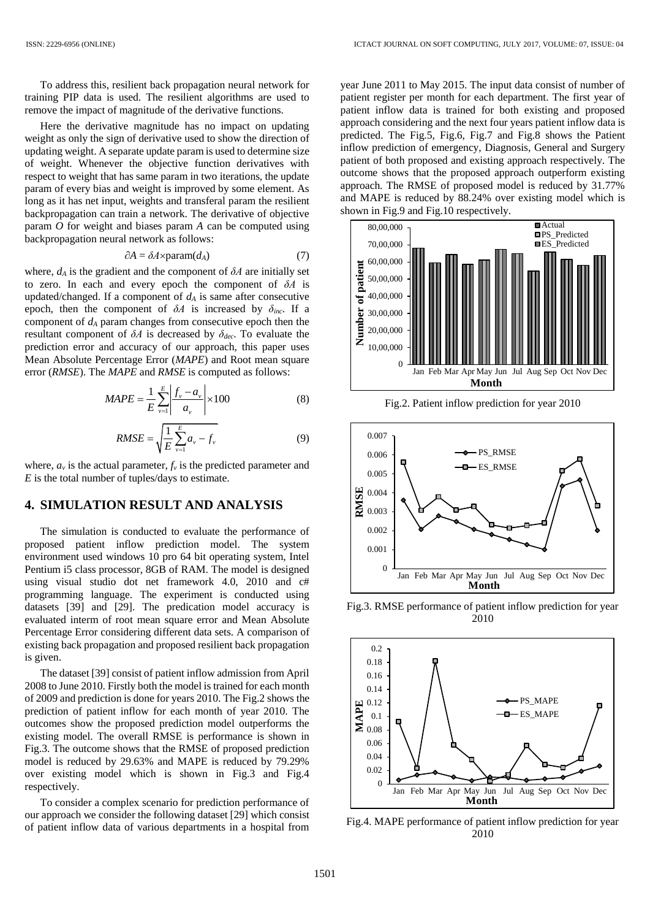To address this, resilient back propagation neural network for training PIP data is used. The resilient algorithms are used to remove the impact of magnitude of the derivative functions.

Here the derivative magnitude has no impact on updating weight as only the sign of derivative used to show the direction of updating weight. A separate update param is used to determine size of weight. Whenever the objective function derivatives with respect to weight that has same param in two iterations, the update param of every bias and weight is improved by some element. As long as it has net input, weights and transferal param the resilient backpropagation can train a network. The derivative of objective param $O$ for weight and biases param $A$ can be computed using backpropagation neural network as follows:

$$\partial A = \delta A \times \text{param}(d_A) \tag{7}$$

where, $d_A$ is the gradient and the component of $\delta A$ are initially set to zero. In each and every epoch the component of $\delta A$ is updated/changed. If a component of $d_A$ is same after consecutive epoch, then the component of $\delta A$ is increased by $\delta_{inc}$. If a component of $d_A$ param changes from consecutive epoch then the resultant component of $\delta A$ is decreased by $\delta_{dec}$. To evaluate the prediction error and accuracy of our approach, this paper uses Mean Absolute Percentage Error (*MAPE*) and Root mean square error (*RMSE*). The *MAPE* and *RMSE* is computed as follows:

$$MAPE = \frac{1}{E}\sum_{v=1}^{E}\left|\frac{f_v - a_v}{a_v}\right| \times 100 \tag{8}$$

$$RMSE = \sqrt{\frac{1}{E}\sum_{v=1}^{E} a_v - f_v} \tag{9}$$

where, $a_v$ is the actual parameter, $f_v$ is the predicted parameter and $E$ is the total number of tuples/days to estimate.

## 4. SIMULATION RESULT AND ANALYSIS

The simulation is conducted to evaluate the performance of proposed patient inflow prediction model. The system environment used windows 10 pro 64 bit operating system, Intel Pentium i5 class processor, 8GB of RAM. The model is designed using visual studio dot net framework 4.0, 2010 and c# programming language. The experiment is conducted using datasets [39] and [29]. The predication model accuracy is evaluated interm of root mean square error and Mean Absolute Percentage Error considering different data sets. A comparison of existing back propagation and proposed resilient back propagation is given.

The dataset [39] consist of patient inflow admission from April 2008 to June 2010. Firstly both the model is trained for each month of 2009 and prediction is done for years 2010. The Fig.2 shows the prediction of patient inflow for each month of year 2010. The outcomes show the proposed prediction model outperforms the existing model. The overall RMSE is performance is shown in Fig.3. The outcome shows that the RMSE of proposed prediction model is reduced by 29.63% and MAPE is reduced by 79.29% over existing model which is shown in Fig.3 and Fig.4 respectively.

To consider a complex scenario for prediction performance of our approach we consider the following dataset [29] which consist of patient inflow data of various departments in a hospital from year June 2011 to May 2015. The input data consist of number of patient register per month for each department. The first year of patient inflow data is trained for both existing and proposed approach considering and the next four years patient inflow data is predicted. The Fig.5, Fig.6, Fig.7 and Fig.8 shows the Patient inflow prediction of emergency, Diagnosis, General and Surgery patient of both proposed and existing approach respectively. The outcome shows that the proposed approach outperform existing approach. The RMSE of proposed model is reduced by 31.77% and MAPE is reduced by 88.24% over existing model which is shown in Fig.9 and Fig.10 respectively.

Fig.2. Patient inflow prediction for year 2010

Fig.3. RMSE performance of patient inflow prediction for year 2010

Fig.4. MAPE performance of patient inflow prediction for year 2010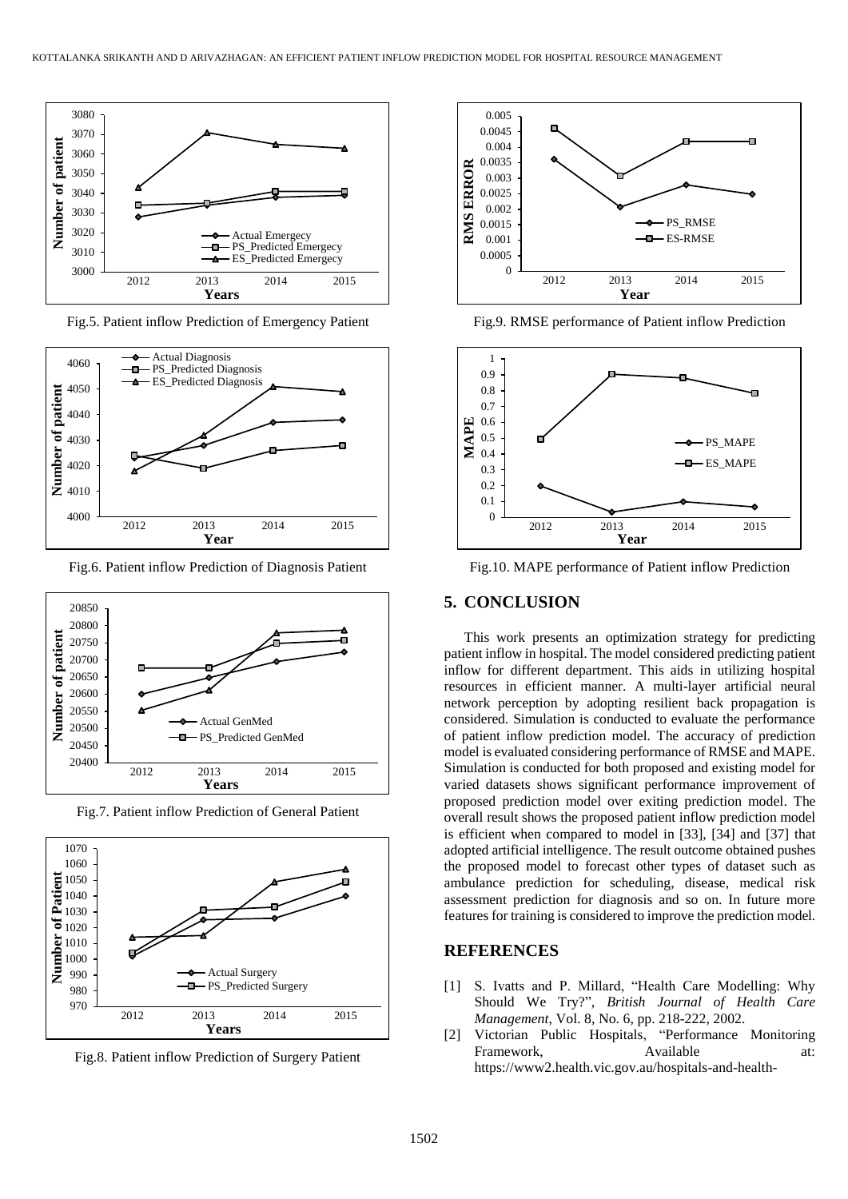Fig.5. Patient inflow Prediction of Emergency Patient

Fig.6. Patient inflow Prediction of Diagnosis Patient

Fig.7. Patient inflow Prediction of General Patient

Fig.8. Patient inflow Prediction of Surgery Patient

Fig.9. RMSE performance of Patient inflow Prediction

Fig.10. MAPE performance of Patient inflow Prediction

## 5. CONCLUSION

This work presents an optimization strategy for predicting patient inflow in hospital. The model considered predicting patient inflow for different department. This aids in utilizing hospital resources in efficient manner. A multi-layer artificial neural network perception by adopting resilient back propagation is considered. Simulation is conducted to evaluate the performance of patient inflow prediction model. The accuracy of prediction model is evaluated considering performance of RMSE and MAPE. Simulation is conducted for both proposed and existing model for varied datasets shows significant performance improvement of proposed prediction model over exiting prediction model. The overall result shows the proposed patient inflow prediction model is efficient when compared to model in [33], [34] and [37] that adopted artificial intelligence. The result outcome obtained pushes the proposed model to forecast other types of dataset such as ambulance prediction for scheduling, disease, medical risk assessment prediction for diagnosis and so on. In future more features for training is considered to improve the prediction model.

## REFERENCES

[1] S. Ivatts and P. Millard, "Health Care Modelling: Why Should We Try?", *British Journal of Health Care Management*, Vol. 8, No. 6, pp. 218-222, 2002.

[2] Victorian Public Hospitals, "Performance Monitoring Framework, Available at: https://www2.health.vic.gov.au/hospitals-and-health-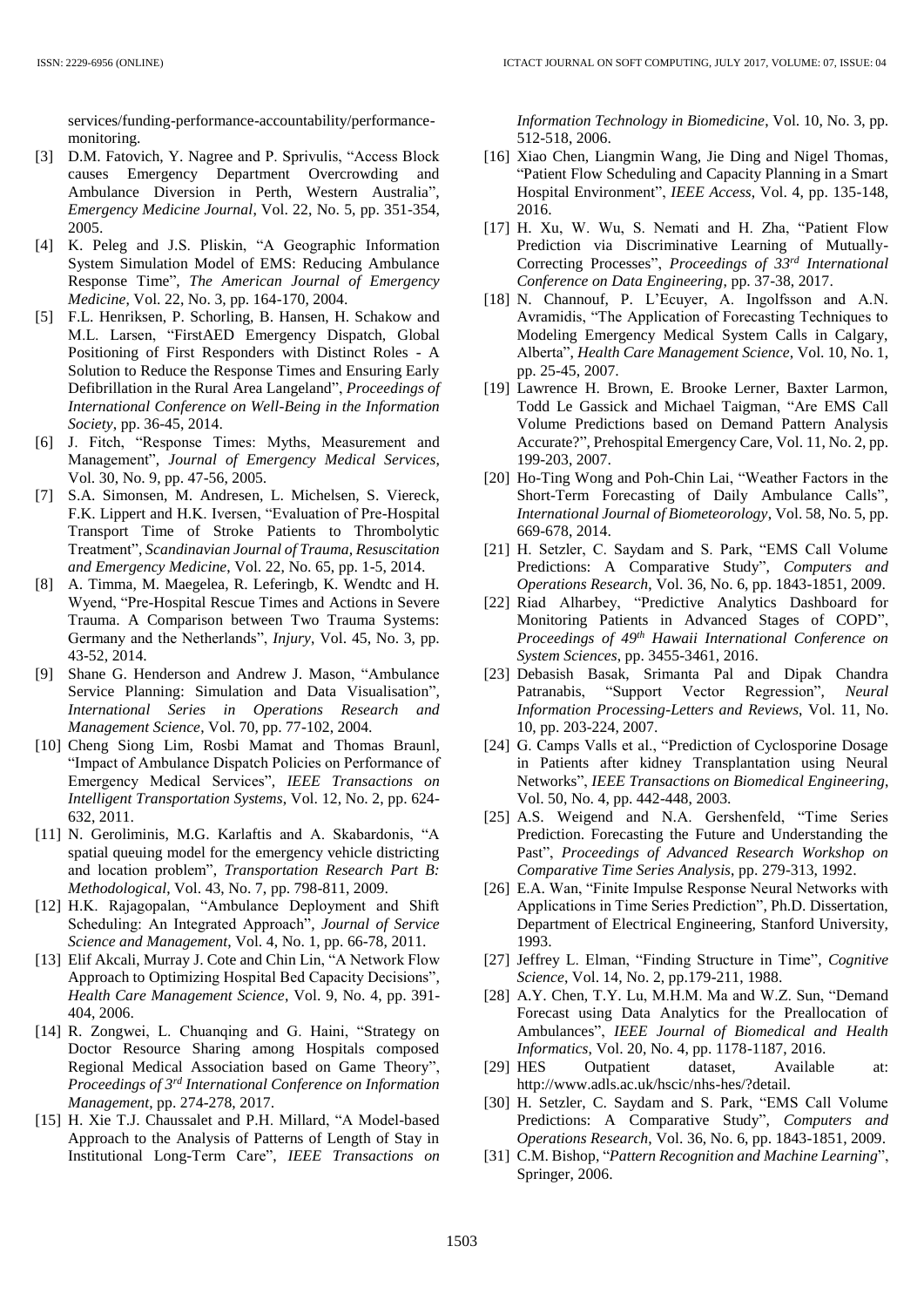services/funding-performance-accountability/performance-monitoring.

[3] D.M. Fatovich, Y. Nagree and P. Sprivulis, "Access Block causes Emergency Department Overcrowding and Ambulance Diversion in Perth, Western Australia", *Emergency Medicine Journal*, Vol. 22, No. 5, pp. 351-354, 2005.

[4] K. Peleg and J.S. Pliskin, "A Geographic Information System Simulation Model of EMS: Reducing Ambulance Response Time", *The American Journal of Emergency Medicine*, Vol. 22, No. 3, pp. 164-170, 2004.

[5] F.L. Henriksen, P. Schorling, B. Hansen, H. Schakow and M.L. Larsen, "FirstAED Emergency Dispatch, Global Positioning of First Responders with Distinct Roles - A Solution to Reduce the Response Times and Ensuring Early Defibrillation in the Rural Area Langeland", *Proceedings of International Conference on Well-Being in the Information Society*, pp. 36-45, 2014.

[6] J. Fitch, "Response Times: Myths, Measurement and Management", *Journal of Emergency Medical Services*, Vol. 30, No. 9, pp. 47-56, 2005.

[7] S.A. Simonsen, M. Andresen, L. Michelsen, S. Viereck, F.K. Lippert and H.K. Iversen, "Evaluation of Pre-Hospital Transport Time of Stroke Patients to Thrombolytic Treatment", *Scandinavian Journal of Trauma, Resuscitation and Emergency Medicine*, Vol. 22, No. 65, pp. 1-5, 2014.

[8] A. Timma, M. Maegelea, R. Leferingb, K. Wendtc and H. Wyend, "Pre-Hospital Rescue Times and Actions in Severe Trauma. A Comparison between Two Trauma Systems: Germany and the Netherlands", *Injury*, Vol. 45, No. 3, pp. 43-52, 2014.

[9] Shane G. Henderson and Andrew J. Mason, "Ambulance Service Planning: Simulation and Data Visualisation", *International Series in Operations Research and Management Science*, Vol. 70, pp. 77-102, 2004.

[10] Cheng Siong Lim, Rosbi Mamat and Thomas Braunl, "Impact of Ambulance Dispatch Policies on Performance of Emergency Medical Services", *IEEE Transactions on Intelligent Transportation Systems*, Vol. 12, No. 2, pp. 624-632, 2011.

[11] N. Geroliminis, M.G. Karlaftis and A. Skabardonis, "A spatial queuing model for the emergency vehicle districting and location problem", *Transportation Research Part B: Methodological*, Vol. 43, No. 7, pp. 798-811, 2009.

[12] H.K. Rajagopalan, "Ambulance Deployment and Shift Scheduling: An Integrated Approach", *Journal of Service Science and Management*, Vol. 4, No. 1, pp. 66-78, 2011.

[13] Elif Akcali, Murray J. Cote and Chin Lin, "A Network Flow Approach to Optimizing Hospital Bed Capacity Decisions", *Health Care Management Science*, Vol. 9, No. 4, pp. 391-404, 2006.

[14] R. Zongwei, L. Chuanqing and G. Haini, "Strategy on Doctor Resource Sharing among Hospitals composed Regional Medical Association based on Game Theory", *Proceedings of 3rd International Conference on Information Management*, pp. 274-278, 2017.

[15] H. Xie T.J. Chaussalet and P.H. Millard, "A Model-based Approach to the Analysis of Patterns of Length of Stay in Institutional Long-Term Care", *IEEE Transactions on Information Technology in Biomedicine*, Vol. 10, No. 3, pp. 512-518, 2006.

[16] Xiao Chen, Liangmin Wang, Jie Ding and Nigel Thomas, "Patient Flow Scheduling and Capacity Planning in a Smart Hospital Environment", *IEEE Access*, Vol. 4, pp. 135-148, 2016.

[17] H. Xu, W. Wu, S. Nemati and H. Zha, "Patient Flow Prediction via Discriminative Learning of Mutually-Correcting Processes", *Proceedings of 33rd International Conference on Data Engineering*, pp. 37-38, 2017.

[18] N. Channouf, P. L'Ecuyer, A. Ingolfsson and A.N. Avramidis, "The Application of Forecasting Techniques to Modeling Emergency Medical System Calls in Calgary, Alberta", *Health Care Management Science*, Vol. 10, No. 1, pp. 25-45, 2007.

[19] Lawrence H. Brown, E. Brooke Lerner, Baxter Larmon, Todd Le Gassick and Michael Taigman, "Are EMS Call Volume Predictions based on Demand Pattern Analysis Accurate?", Prehospital Emergency Care, Vol. 11, No. 2, pp. 199-203, 2007.

[20] Ho-Ting Wong and Poh-Chin Lai, "Weather Factors in the Short-Term Forecasting of Daily Ambulance Calls", *International Journal of Biometeorology*, Vol. 58, No. 5, pp. 669-678, 2014.

[21] H. Setzler, C. Saydam and S. Park, "EMS Call Volume Predictions: A Comparative Study", *Computers and Operations Research*, Vol. 36, No. 6, pp. 1843-1851, 2009.

[22] Riad Alharbey, "Predictive Analytics Dashboard for Monitoring Patients in Advanced Stages of COPD", *Proceedings of 49th Hawaii International Conference on System Sciences*, pp. 3455-3461, 2016.

[23] Debasish Basak, Srimanta Pal and Dipak Chandra Patranabis, "Support Vector Regression", *Neural Information Processing-Letters and Reviews*, Vol. 11, No. 10, pp. 203-224, 2007.

[24] G. Camps Valls et al., "Prediction of Cyclosporine Dosage in Patients after kidney Transplantation using Neural Networks", *IEEE Transactions on Biomedical Engineering*, Vol. 50, No. 4, pp. 442-448, 2003.

[25] A.S. Weigend and N.A. Gershenfeld, "Time Series Prediction. Forecasting the Future and Understanding the Past", *Proceedings of Advanced Research Workshop on Comparative Time Series Analysis*, pp. 279-313, 1992.

[26] E.A. Wan, "Finite Impulse Response Neural Networks with Applications in Time Series Prediction", Ph.D. Dissertation, Department of Electrical Engineering, Stanford University, 1993.

[27] Jeffrey L. Elman, "Finding Structure in Time", *Cognitive Science*, Vol. 14, No. 2, pp.179-211, 1988.

[28] A.Y. Chen, T.Y. Lu, M.H.M. Ma and W.Z. Sun, "Demand Forecast using Data Analytics for the Preallocation of Ambulances", *IEEE Journal of Biomedical and Health Informatics*, Vol. 20, No. 4, pp. 1178-1187, 2016.

[29] HES Outpatient dataset, Available at: http://www.adls.ac.uk/hscic/nhs-hes/?detail.

[30] H. Setzler, C. Saydam and S. Park, "EMS Call Volume Predictions: A Comparative Study", *Computers and Operations Research*, Vol. 36, No. 6, pp. 1843-1851, 2009.

[31] C.M. Bishop, "*Pattern Recognition and Machine Learning*", Springer, 2006.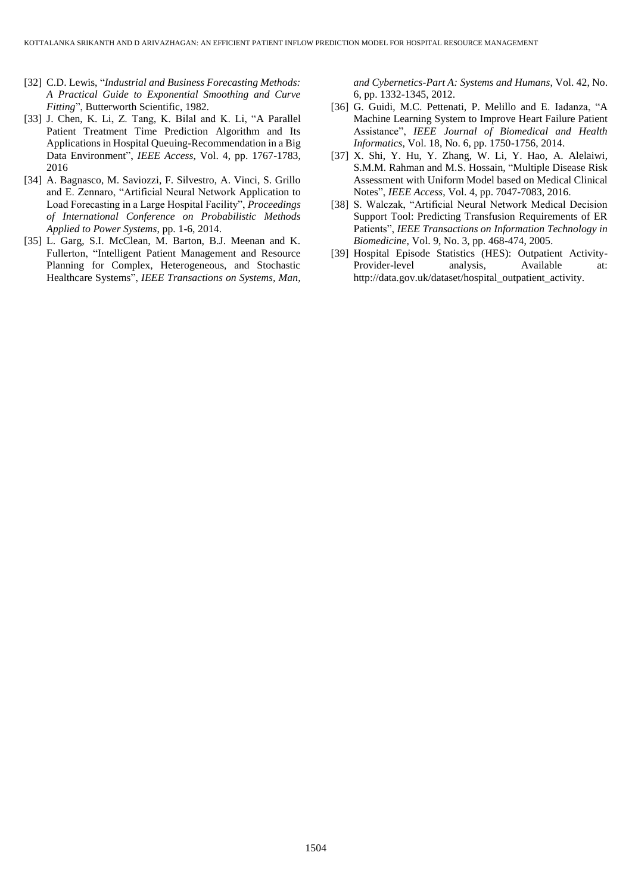[32] C.D. Lewis, "*Industrial and Business Forecasting Methods: A Practical Guide to Exponential Smoothing and Curve Fitting*", Butterworth Scientific, 1982.

[33] J. Chen, K. Li, Z. Tang, K. Bilal and K. Li, "A Parallel Patient Treatment Time Prediction Algorithm and Its Applications in Hospital Queuing-Recommendation in a Big Data Environment", *IEEE Access*, Vol. 4, pp. 1767-1783, 2016

[34] A. Bagnasco, M. Saviozzi, F. Silvestro, A. Vinci, S. Grillo and E. Zennaro, "Artificial Neural Network Application to Load Forecasting in a Large Hospital Facility", *Proceedings of International Conference on Probabilistic Methods Applied to Power Systems*, pp. 1-6, 2014.

[35] L. Garg, S.I. McClean, M. Barton, B.J. Meenan and K. Fullerton, "Intelligent Patient Management and Resource Planning for Complex, Heterogeneous, and Stochastic Healthcare Systems", *IEEE Transactions on Systems, Man, and Cybernetics-Part A: Systems and Humans*, Vol. 42, No. 6, pp. 1332-1345, 2012.

[36] G. Guidi, M.C. Pettenati, P. Melillo and E. Iadanza, "A Machine Learning System to Improve Heart Failure Patient Assistance", *IEEE Journal of Biomedical and Health Informatics*, Vol. 18, No. 6, pp. 1750-1756, 2014.

[37] X. Shi, Y. Hu, Y. Zhang, W. Li, Y. Hao, A. Alelaiwi, S.M.M. Rahman and M.S. Hossain, "Multiple Disease Risk Assessment with Uniform Model based on Medical Clinical Notes", *IEEE Access*, Vol. 4, pp. 7047-7083, 2016.

[38] S. Walczak, "Artificial Neural Network Medical Decision Support Tool: Predicting Transfusion Requirements of ER Patients", *IEEE Transactions on Information Technology in Biomedicine*, Vol. 9, No. 3, pp. 468-474, 2005.

[39] Hospital Episode Statistics (HES): Outpatient Activity-Provider-level analysis, Available at: http://data.gov.uk/dataset/hospital_outpatient_activity.